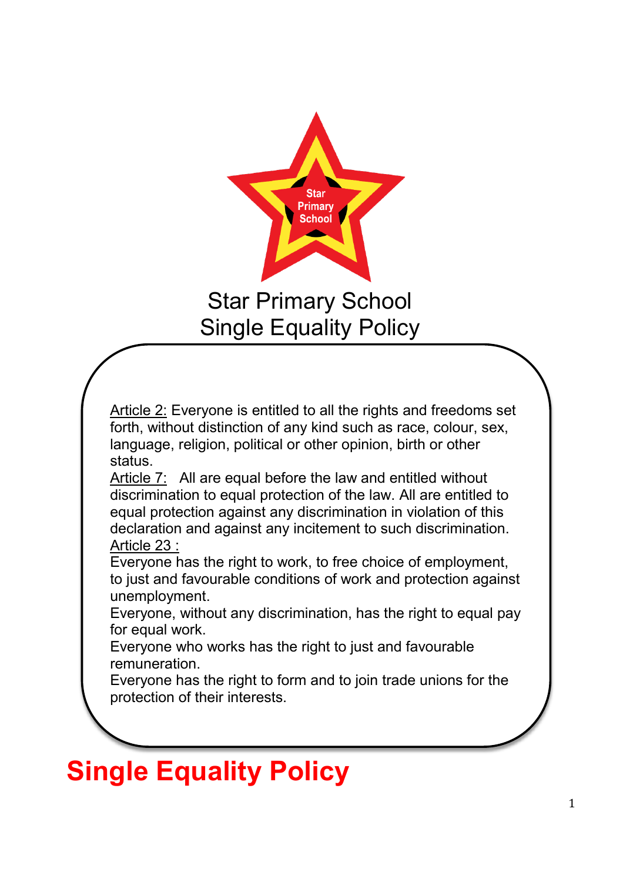Star Primary School

# Star Primary School
# Single Equality Policy

<u>Article 2:</u> Everyone is entitled to all the rights and freedoms set forth, without distinction of any kind such as race, colour, sex, language, religion, political or other opinion, birth or other status.

<u>Article 7:</u> All are equal before the law and entitled without discrimination to equal protection of the law. All are entitled to equal protection against any discrimination in violation of this declaration and against any incitement to such discrimination.

<u>Article 23 :</u>

Everyone has the right to work, to free choice of employment, to just and favourable conditions of work and protection against unemployment.

Everyone, without any discrimination, has the right to equal pay for equal work.

Everyone who works has the right to just and favourable remuneration.

Everyone has the right to form and to join trade unions for the protection of their interests.

## Single Equality Policy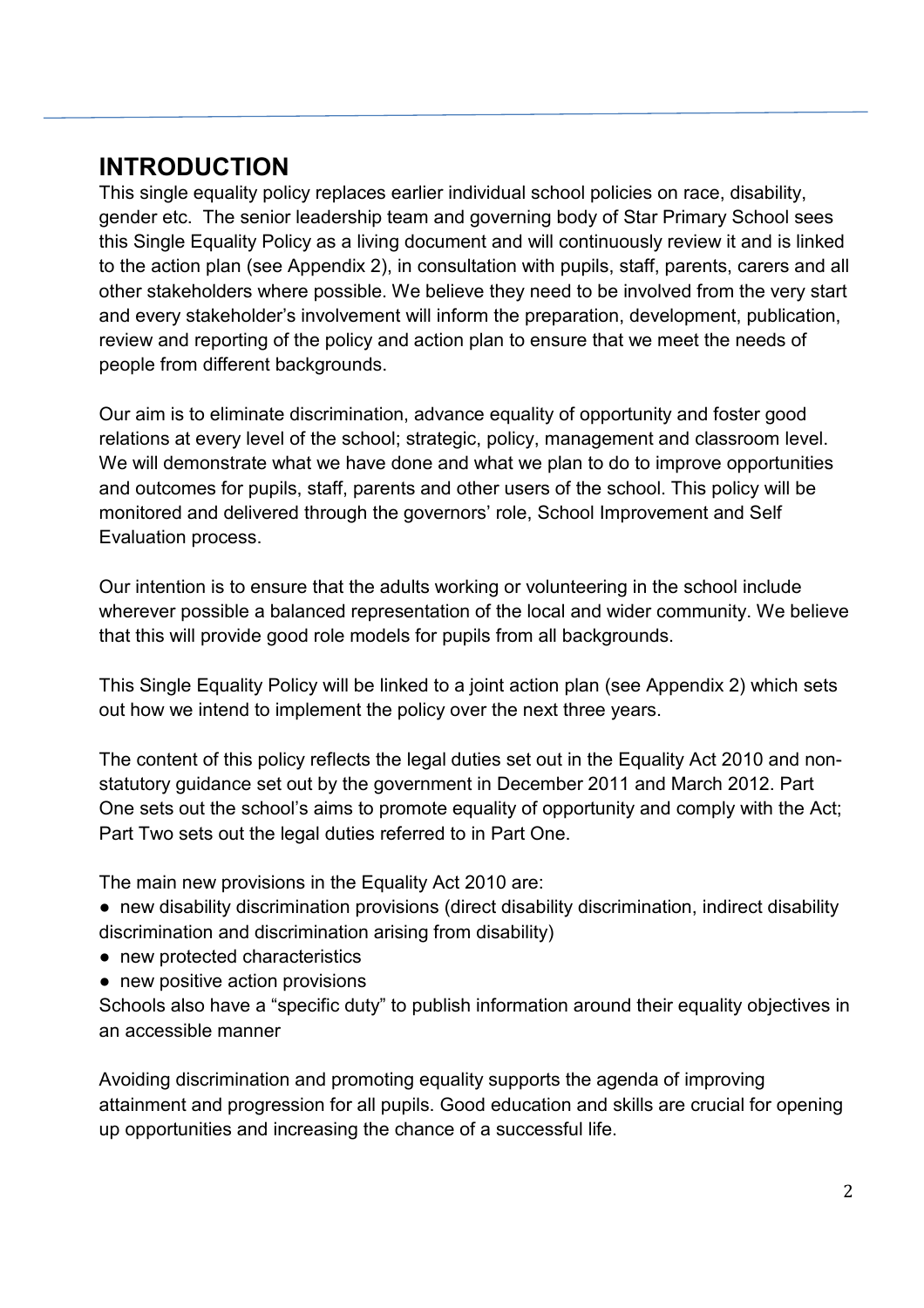## INTRODUCTION

This single equality policy replaces earlier individual school policies on race, disability, gender etc. The senior leadership team and governing body of Star Primary School sees this Single Equality Policy as a living document and will continuously review it and is linked to the action plan (see Appendix 2), in consultation with pupils, staff, parents, carers and all other stakeholders where possible. We believe they need to be involved from the very start and every stakeholder's involvement will inform the preparation, development, publication, review and reporting of the policy and action plan to ensure that we meet the needs of people from different backgrounds.

Our aim is to eliminate discrimination, advance equality of opportunity and foster good relations at every level of the school; strategic, policy, management and classroom level. We will demonstrate what we have done and what we plan to do to improve opportunities and outcomes for pupils, staff, parents and other users of the school. This policy will be monitored and delivered through the governors' role, School Improvement and Self Evaluation process.

Our intention is to ensure that the adults working or volunteering in the school include wherever possible a balanced representation of the local and wider community. We believe that this will provide good role models for pupils from all backgrounds.

This Single Equality Policy will be linked to a joint action plan (see Appendix 2) which sets out how we intend to implement the policy over the next three years.

The content of this policy reflects the legal duties set out in the Equality Act 2010 and non-statutory guidance set out by the government in December 2011 and March 2012. Part One sets out the school's aims to promote equality of opportunity and comply with the Act; Part Two sets out the legal duties referred to in Part One.

The main new provisions in the Equality Act 2010 are:

- new disability discrimination provisions (direct disability discrimination, indirect disability discrimination and discrimination arising from disability)
- new protected characteristics
- new positive action provisions

Schools also have a "specific duty" to publish information around their equality objectives in an accessible manner

Avoiding discrimination and promoting equality supports the agenda of improving attainment and progression for all pupils. Good education and skills are crucial for opening up opportunities and increasing the chance of a successful life.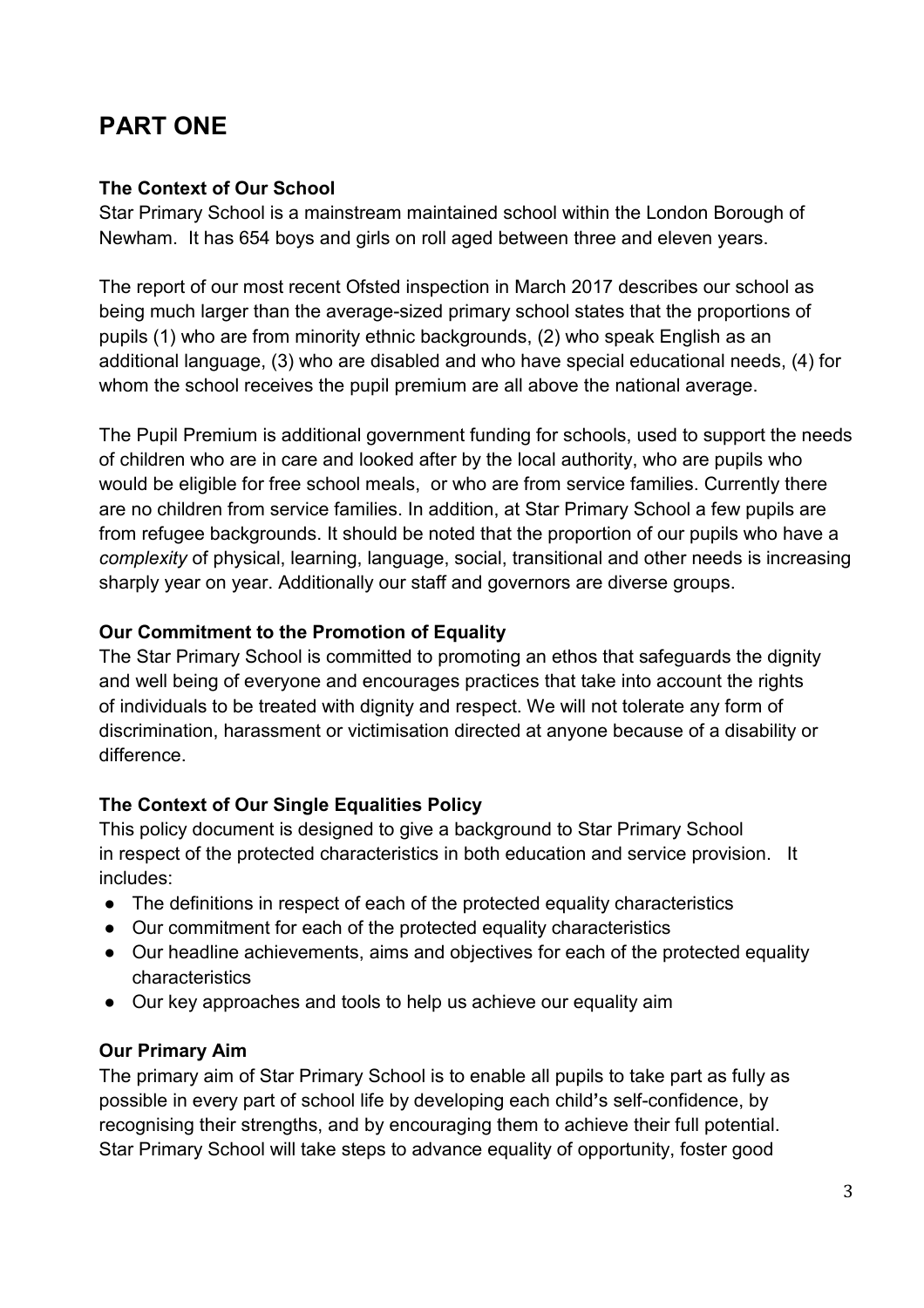# PART ONE

**The Context of Our School**

Star Primary School is a mainstream maintained school within the London Borough of Newham. It has 654 boys and girls on roll aged between three and eleven years.

The report of our most recent Ofsted inspection in March 2017 describes our school as being much larger than the average-sized primary school states that the proportions of pupils (1) who are from minority ethnic backgrounds, (2) who speak English as an additional language, (3) who are disabled and who have special educational needs, (4) for whom the school receives the pupil premium are all above the national average.

The Pupil Premium is additional government funding for schools, used to support the needs of children who are in care and looked after by the local authority, who are pupils who would be eligible for free school meals, or who are from service families. Currently there are no children from service families. In addition, at Star Primary School a few pupils are from refugee backgrounds. It should be noted that the proportion of our pupils who have a *complexity* of physical, learning, language, social, transitional and other needs is increasing sharply year on year. Additionally our staff and governors are diverse groups.

**Our Commitment to the Promotion of Equality**

The Star Primary School is committed to promoting an ethos that safeguards the dignity and well being of everyone and encourages practices that take into account the rights of individuals to be treated with dignity and respect. We will not tolerate any form of discrimination, harassment or victimisation directed at anyone because of a disability or difference.

**The Context of Our Single Equalities Policy**

This policy document is designed to give a background to Star Primary School in respect of the protected characteristics in both education and service provision. It includes:

- The definitions in respect of each of the protected equality characteristics
- Our commitment for each of the protected equality characteristics
- Our headline achievements, aims and objectives for each of the protected equality characteristics
- Our key approaches and tools to help us achieve our equality aim

**Our Primary Aim**

The primary aim of Star Primary School is to enable all pupils to take part as fully as possible in every part of school life by developing each child's self-confidence, by recognising their strengths, and by encouraging them to achieve their full potential. Star Primary School will take steps to advance equality of opportunity, foster good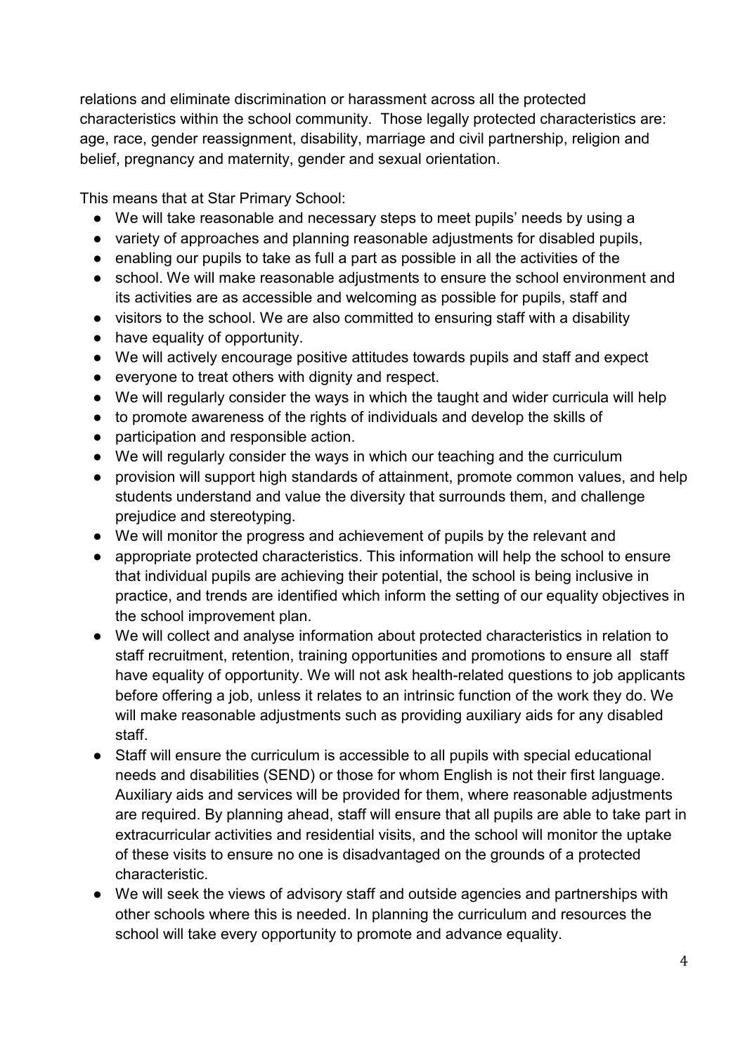relations and eliminate discrimination or harassment across all the protected characteristics within the school community. Those legally protected characteristics are: age, race, gender reassignment, disability, marriage and civil partnership, religion and belief, pregnancy and maternity, gender and sexual orientation.

This means that at Star Primary School:

- We will take reasonable and necessary steps to meet pupils' needs by using a
- variety of approaches and planning reasonable adjustments for disabled pupils,
- enabling our pupils to take as full a part as possible in all the activities of the
- school. We will make reasonable adjustments to ensure the school environment and its activities are as accessible and welcoming as possible for pupils, staff and
- visitors to the school. We are also committed to ensuring staff with a disability
- have equality of opportunity.
- We will actively encourage positive attitudes towards pupils and staff and expect
- everyone to treat others with dignity and respect.
- We will regularly consider the ways in which the taught and wider curricula will help
- to promote awareness of the rights of individuals and develop the skills of
- participation and responsible action.
- We will regularly consider the ways in which our teaching and the curriculum
- provision will support high standards of attainment, promote common values, and help students understand and value the diversity that surrounds them, and challenge prejudice and stereotyping.
- We will monitor the progress and achievement of pupils by the relevant and
- appropriate protected characteristics. This information will help the school to ensure that individual pupils are achieving their potential, the school is being inclusive in practice, and trends are identified which inform the setting of our equality objectives in the school improvement plan.
- We will collect and analyse information about protected characteristics in relation to staff recruitment, retention, training opportunities and promotions to ensure all staff have equality of opportunity. We will not ask health-related questions to job applicants before offering a job, unless it relates to an intrinsic function of the work they do. We will make reasonable adjustments such as providing auxiliary aids for any disabled staff.
- Staff will ensure the curriculum is accessible to all pupils with special educational needs and disabilities (SEND) or those for whom English is not their first language. Auxiliary aids and services will be provided for them, where reasonable adjustments are required. By planning ahead, staff will ensure that all pupils are able to take part in extracurricular activities and residential visits, and the school will monitor the uptake of these visits to ensure no one is disadvantaged on the grounds of a protected characteristic.
- We will seek the views of advisory staff and outside agencies and partnerships with other schools where this is needed. In planning the curriculum and resources the school will take every opportunity to promote and advance equality.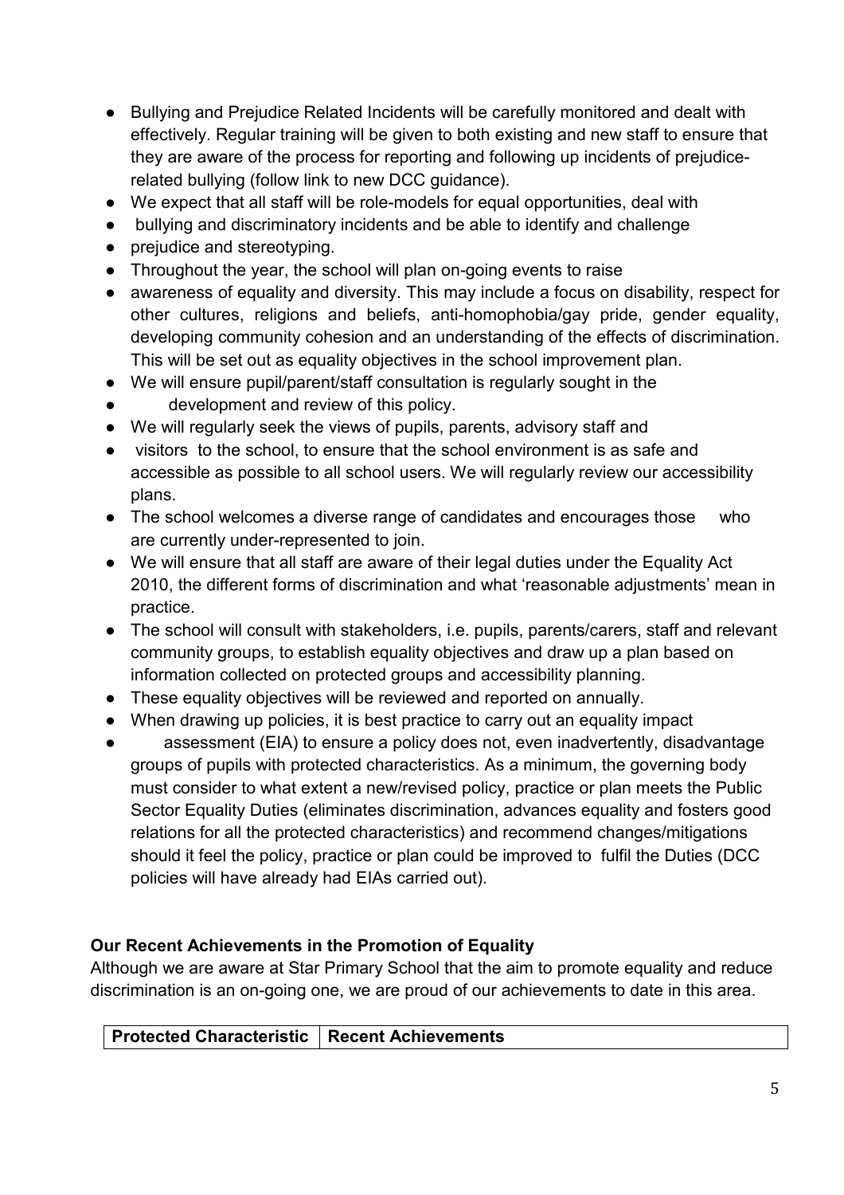- Bullying and Prejudice Related Incidents will be carefully monitored and dealt with effectively. Regular training will be given to both existing and new staff to ensure that they are aware of the process for reporting and following up incidents of prejudice-related bullying (follow link to new DCC guidance).
- We expect that all staff will be role-models for equal opportunities, deal with
- bullying and discriminatory incidents and be able to identify and challenge
- prejudice and stereotyping.
- Throughout the year, the school will plan on-going events to raise
- awareness of equality and diversity. This may include a focus on disability, respect for other cultures, religions and beliefs, anti-homophobia/gay pride, gender equality, developing community cohesion and an understanding of the effects of discrimination. This will be set out as equality objectives in the school improvement plan.
- We will ensure pupil/parent/staff consultation is regularly sought in the
- development and review of this policy.
- We will regularly seek the views of pupils, parents, advisory staff and
- visitors to the school, to ensure that the school environment is as safe and accessible as possible to all school users. We will regularly review our accessibility plans.
- The school welcomes a diverse range of candidates and encourages those who are currently under-represented to join.
- We will ensure that all staff are aware of their legal duties under the Equality Act 2010, the different forms of discrimination and what 'reasonable adjustments' mean in practice.
- The school will consult with stakeholders, i.e. pupils, parents/carers, staff and relevant community groups, to establish equality objectives and draw up a plan based on information collected on protected groups and accessibility planning.
- These equality objectives will be reviewed and reported on annually.
- When drawing up policies, it is best practice to carry out an equality impact
- assessment (EIA) to ensure a policy does not, even inadvertently, disadvantage groups of pupils with protected characteristics. As a minimum, the governing body must consider to what extent a new/revised policy, practice or plan meets the Public Sector Equality Duties (eliminates discrimination, advances equality and fosters good relations for all the protected characteristics) and recommend changes/mitigations should it feel the policy, practice or plan could be improved to fulfil the Duties (DCC policies will have already had EIAs carried out).

### Our Recent Achievements in the Promotion of Equality

Although we are aware at Star Primary School that the aim to promote equality and reduce discrimination is an on-going one, we are proud of our achievements to date in this area.

| Protected Characteristic | Recent Achievements |
|---|---|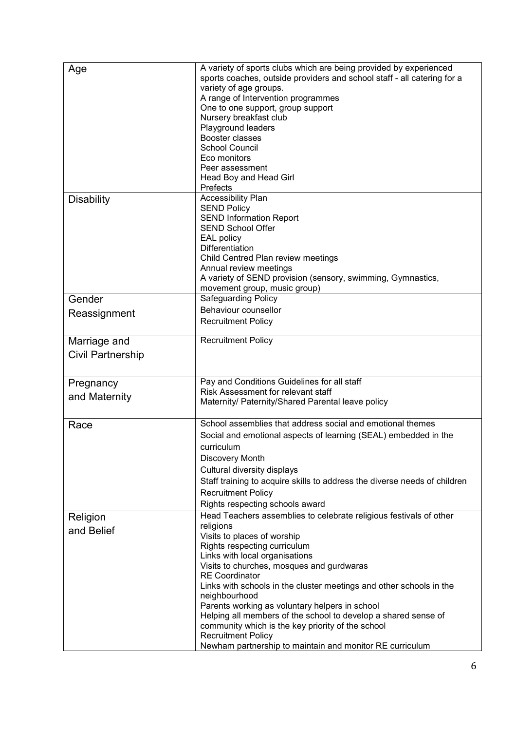| | |
|---|---|
| Age | A variety of sports clubs which are being provided by experienced sports coaches, outside providers and school staff - all catering for a variety of age groups.<br>A range of Intervention programmes<br>One to one support, group support<br>Nursery breakfast club<br>Playground leaders<br>Booster classes<br>School Council<br>Eco monitors<br>Peer assessment<br>Head Boy and Head Girl<br>Prefects |
| Disability | Accessibility Plan<br>SEND Policy<br>SEND Information Report<br>SEND School Offer<br>EAL policy<br>Differentiation<br>Child Centred Plan review meetings<br>Annual review meetings<br>A variety of SEND provision (sensory, swimming, Gymnastics, movement group, music group) |
| Gender Reassignment | Safeguarding Policy<br>Behaviour counsellor<br>Recruitment Policy |
| Marriage and Civil Partnership | Recruitment Policy |
| Pregnancy and Maternity | Pay and Conditions Guidelines for all staff<br>Risk Assessment for relevant staff<br>Maternity/ Paternity/Shared Parental leave policy |
| Race | School assemblies that address social and emotional themes<br>Social and emotional aspects of learning (SEAL) embedded in the curriculum<br>Discovery Month<br>Cultural diversity displays<br>Staff training to acquire skills to address the diverse needs of children<br>Recruitment Policy<br>Rights respecting schools award |
| Religion and Belief | Head Teachers assemblies to celebrate religious festivals of other religions<br>Visits to places of worship<br>Rights respecting curriculum<br>Links with local organisations<br>Visits to churches, mosques and gurdwaras<br>RE Coordinator<br>Links with schools in the cluster meetings and other schools in the neighbourhood<br>Parents working as voluntary helpers in school<br>Helping all members of the school to develop a shared sense of community which is the key priority of the school<br>Recruitment Policy<br>Newham partnership to maintain and monitor RE curriculum |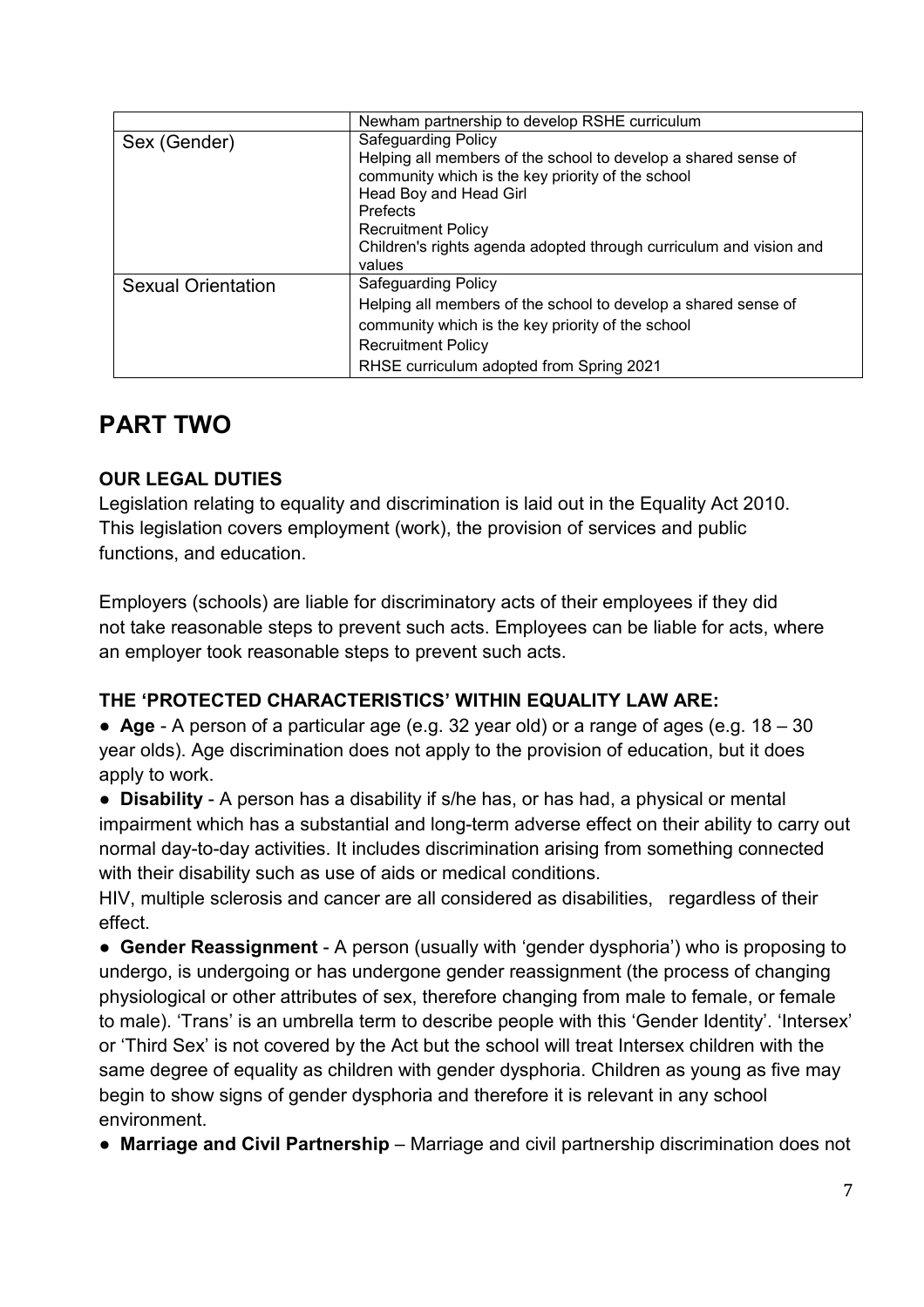| | |
|---|---|
| | Newham partnership to develop RSHE curriculum |
| Sex (Gender) | Safeguarding Policy<br>Helping all members of the school to develop a shared sense of community which is the key priority of the school<br>Head Boy and Head Girl<br>Prefects<br>Recruitment Policy<br>Children's rights agenda adopted through curriculum and vision and values |
| Sexual Orientation | Safeguarding Policy<br>Helping all members of the school to develop a shared sense of community which is the key priority of the school<br>Recruitment Policy<br>RHSE curriculum adopted from Spring 2021 |

# PART TWO

### OUR LEGAL DUTIES

Legislation relating to equality and discrimination is laid out in the Equality Act 2010. This legislation covers employment (work), the provision of services and public functions, and education.

Employers (schools) are liable for discriminatory acts of their employees if they did not take reasonable steps to prevent such acts. Employees can be liable for acts, where an employer took reasonable steps to prevent such acts.

### THE 'PROTECTED CHARACTERISTICS' WITHIN EQUALITY LAW ARE:

● **Age** - A person of a particular age (e.g. 32 year old) or a range of ages (e.g. 18 – 30 year olds). Age discrimination does not apply to the provision of education, but it does apply to work.

● **Disability** - A person has a disability if s/he has, or has had, a physical or mental impairment which has a substantial and long-term adverse effect on their ability to carry out normal day-to-day activities. It includes discrimination arising from something connected with their disability such as use of aids or medical conditions.
HIV, multiple sclerosis and cancer are all considered as disabilities, regardless of their effect.

● **Gender Reassignment** - A person (usually with 'gender dysphoria') who is proposing to undergo, is undergoing or has undergone gender reassignment (the process of changing physiological or other attributes of sex, therefore changing from male to female, or female to male). 'Trans' is an umbrella term to describe people with this 'Gender Identity'. 'Intersex' or 'Third Sex' is not covered by the Act but the school will treat Intersex children with the same degree of equality as children with gender dysphoria. Children as young as five may begin to show signs of gender dysphoria and therefore it is relevant in any school environment.

● **Marriage and Civil Partnership** – Marriage and civil partnership discrimination does not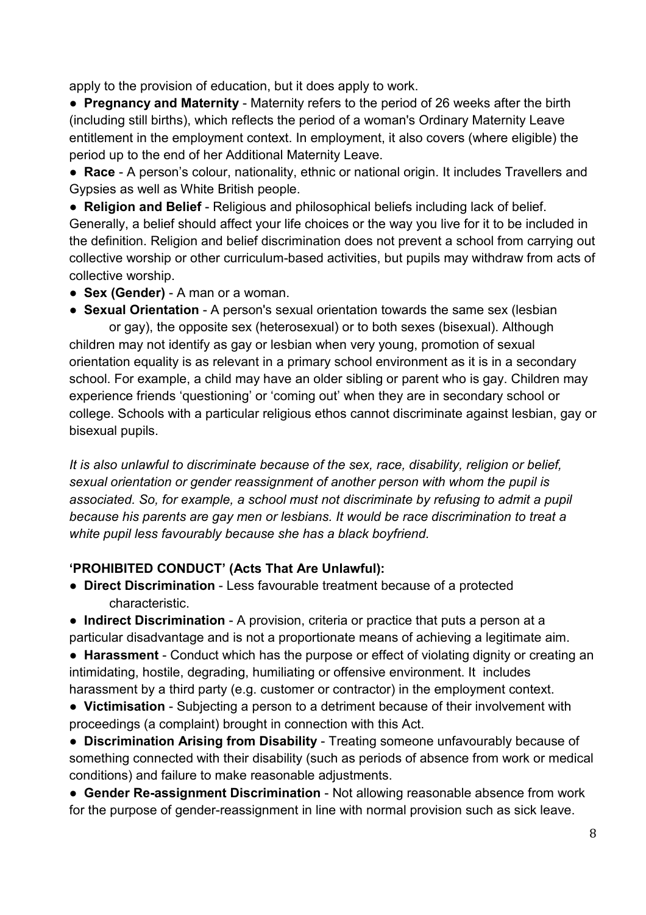apply to the provision of education, but it does apply to work.

- **Pregnancy and Maternity** - Maternity refers to the period of 26 weeks after the birth (including still births), which reflects the period of a woman's Ordinary Maternity Leave entitlement in the employment context. In employment, it also covers (where eligible) the period up to the end of her Additional Maternity Leave.
- **Race** - A person's colour, nationality, ethnic or national origin. It includes Travellers and Gypsies as well as White British people.
- **Religion and Belief** - Religious and philosophical beliefs including lack of belief. Generally, a belief should affect your life choices or the way you live for it to be included in the definition. Religion and belief discrimination does not prevent a school from carrying out collective worship or other curriculum-based activities, but pupils may withdraw from acts of collective worship.
- **Sex (Gender)** - A man or a woman.
- **Sexual Orientation** - A person's sexual orientation towards the same sex (lesbian or gay), the opposite sex (heterosexual) or to both sexes (bisexual). Although children may not identify as gay or lesbian when very young, promotion of sexual orientation equality is as relevant in a primary school environment as it is in a secondary school. For example, a child may have an older sibling or parent who is gay. Children may experience friends 'questioning' or 'coming out' when they are in secondary school or college. Schools with a particular religious ethos cannot discriminate against lesbian, gay or bisexual pupils.

*It is also unlawful to discriminate because of the sex, race, disability, religion or belief, sexual orientation or gender reassignment of another person with whom the pupil is associated. So, for example, a school must not discriminate by refusing to admit a pupil because his parents are gay men or lesbians. It would be race discrimination to treat a white pupil less favourably because she has a black boyfriend.*

**'PROHIBITED CONDUCT' (Acts That Are Unlawful):**

- **Direct Discrimination** - Less favourable treatment because of a protected characteristic.
- **Indirect Discrimination** - A provision, criteria or practice that puts a person at a particular disadvantage and is not a proportionate means of achieving a legitimate aim.
- **Harassment** - Conduct which has the purpose or effect of violating dignity or creating an intimidating, hostile, degrading, humiliating or offensive environment. It includes harassment by a third party (e.g. customer or contractor) in the employment context.
- **Victimisation** - Subjecting a person to a detriment because of their involvement with proceedings (a complaint) brought in connection with this Act.
- **Discrimination Arising from Disability** - Treating someone unfavourably because of something connected with their disability (such as periods of absence from work or medical conditions) and failure to make reasonable adjustments.
- **Gender Re-assignment Discrimination** - Not allowing reasonable absence from work for the purpose of gender-reassignment in line with normal provision such as sick leave.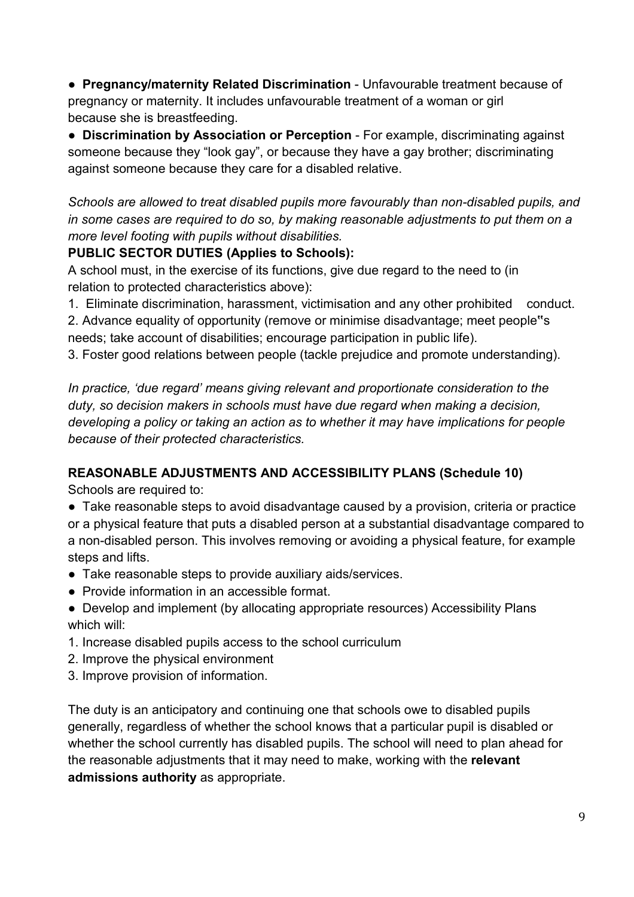- **Pregnancy/maternity Related Discrimination** - Unfavourable treatment because of pregnancy or maternity. It includes unfavourable treatment of a woman or girl because she is breastfeeding.
- **Discrimination by Association or Perception** - For example, discriminating against someone because they "look gay", or because they have a gay brother; discriminating against someone because they care for a disabled relative.

*Schools are allowed to treat disabled pupils more favourably than non-disabled pupils, and in some cases are required to do so, by making reasonable adjustments to put them on a more level footing with pupils without disabilities.*

**PUBLIC SECTOR DUTIES (Applies to Schools):**

A school must, in the exercise of its functions, give due regard to the need to (in relation to protected characteristics above):

1. Eliminate discrimination, harassment, victimisation and any other prohibited conduct.
2. Advance equality of opportunity (remove or minimise disadvantage; meet people"s needs; take account of disabilities; encourage participation in public life).
3. Foster good relations between people (tackle prejudice and promote understanding).

*In practice, 'due regard' means giving relevant and proportionate consideration to the duty, so decision makers in schools must have due regard when making a decision, developing a policy or taking an action as to whether it may have implications for people because of their protected characteristics.*

**REASONABLE ADJUSTMENTS AND ACCESSIBILITY PLANS (Schedule 10)**

Schools are required to:

- Take reasonable steps to avoid disadvantage caused by a provision, criteria or practice or a physical feature that puts a disabled person at a substantial disadvantage compared to a non-disabled person. This involves removing or avoiding a physical feature, for example steps and lifts.
- Take reasonable steps to provide auxiliary aids/services.
- Provide information in an accessible format.
- Develop and implement (by allocating appropriate resources) Accessibility Plans which will:

1. Increase disabled pupils access to the school curriculum
2. Improve the physical environment
3. Improve provision of information.

The duty is an anticipatory and continuing one that schools owe to disabled pupils generally, regardless of whether the school knows that a particular pupil is disabled or whether the school currently has disabled pupils. The school will need to plan ahead for the reasonable adjustments that it may need to make, working with the **relevant admissions authority** as appropriate.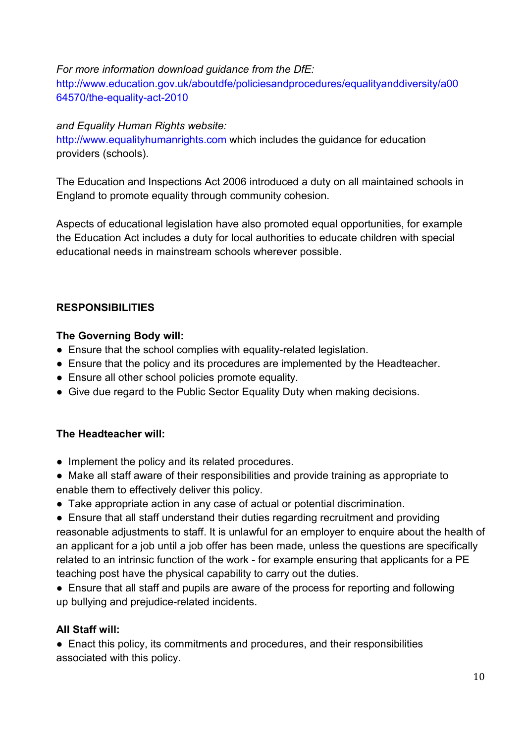*For more information download guidance from the DfE:*
http://www.education.gov.uk/aboutdfe/policiesandprocedures/equalityanddiversity/a0064570/the-equality-act-2010

*and Equality Human Rights website:*
http://www.equalityhumanrights.com which includes the guidance for education providers (schools).

The Education and Inspections Act 2006 introduced a duty on all maintained schools in England to promote equality through community cohesion.

Aspects of educational legislation have also promoted equal opportunities, for example the Education Act includes a duty for local authorities to educate children with special educational needs in mainstream schools wherever possible.

## RESPONSIBILITIES

**The Governing Body will:**

- Ensure that the school complies with equality-related legislation.
- Ensure that the policy and its procedures are implemented by the Headteacher.
- Ensure all other school policies promote equality.
- Give due regard to the Public Sector Equality Duty when making decisions.

**The Headteacher will:**

- Implement the policy and its related procedures.
- Make all staff aware of their responsibilities and provide training as appropriate to enable them to effectively deliver this policy.
- Take appropriate action in any case of actual or potential discrimination.
- Ensure that all staff understand their duties regarding recruitment and providing reasonable adjustments to staff. It is unlawful for an employer to enquire about the health of an applicant for a job until a job offer has been made, unless the questions are specifically related to an intrinsic function of the work - for example ensuring that applicants for a PE teaching post have the physical capability to carry out the duties.
- Ensure that all staff and pupils are aware of the process for reporting and following up bullying and prejudice-related incidents.

**All Staff will:**

- Enact this policy, its commitments and procedures, and their responsibilities associated with this policy.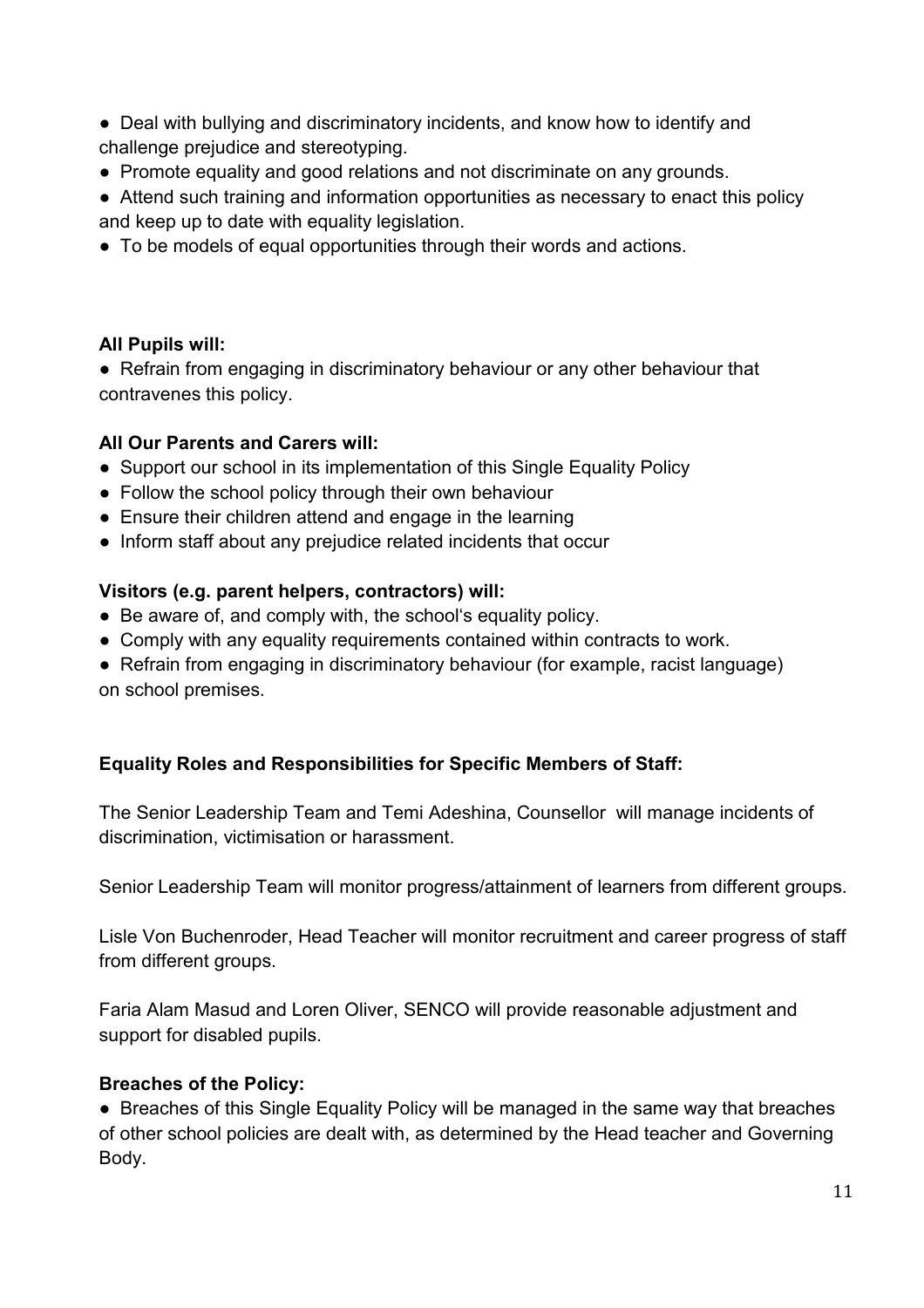- Deal with bullying and discriminatory incidents, and know how to identify and challenge prejudice and stereotyping.
- Promote equality and good relations and not discriminate on any grounds.
- Attend such training and information opportunities as necessary to enact this policy and keep up to date with equality legislation.
- To be models of equal opportunities through their words and actions.

**All Pupils will:**

- Refrain from engaging in discriminatory behaviour or any other behaviour that contravenes this policy.

**All Our Parents and Carers will:**

- Support our school in its implementation of this Single Equality Policy
- Follow the school policy through their own behaviour
- Ensure their children attend and engage in the learning
- Inform staff about any prejudice related incidents that occur

**Visitors (e.g. parent helpers, contractors) will:**

- Be aware of, and comply with, the school's equality policy.
- Comply with any equality requirements contained within contracts to work.
- Refrain from engaging in discriminatory behaviour (for example, racist language) on school premises.

**Equality Roles and Responsibilities for Specific Members of Staff:**

The Senior Leadership Team and Temi Adeshina, Counsellor will manage incidents of discrimination, victimisation or harassment.

Senior Leadership Team will monitor progress/attainment of learners from different groups.

Lisle Von Buchenroder, Head Teacher will monitor recruitment and career progress of staff from different groups.

Faria Alam Masud and Loren Oliver, SENCO will provide reasonable adjustment and support for disabled pupils.

**Breaches of the Policy:**

- Breaches of this Single Equality Policy will be managed in the same way that breaches of other school policies are dealt with, as determined by the Head teacher and Governing Body.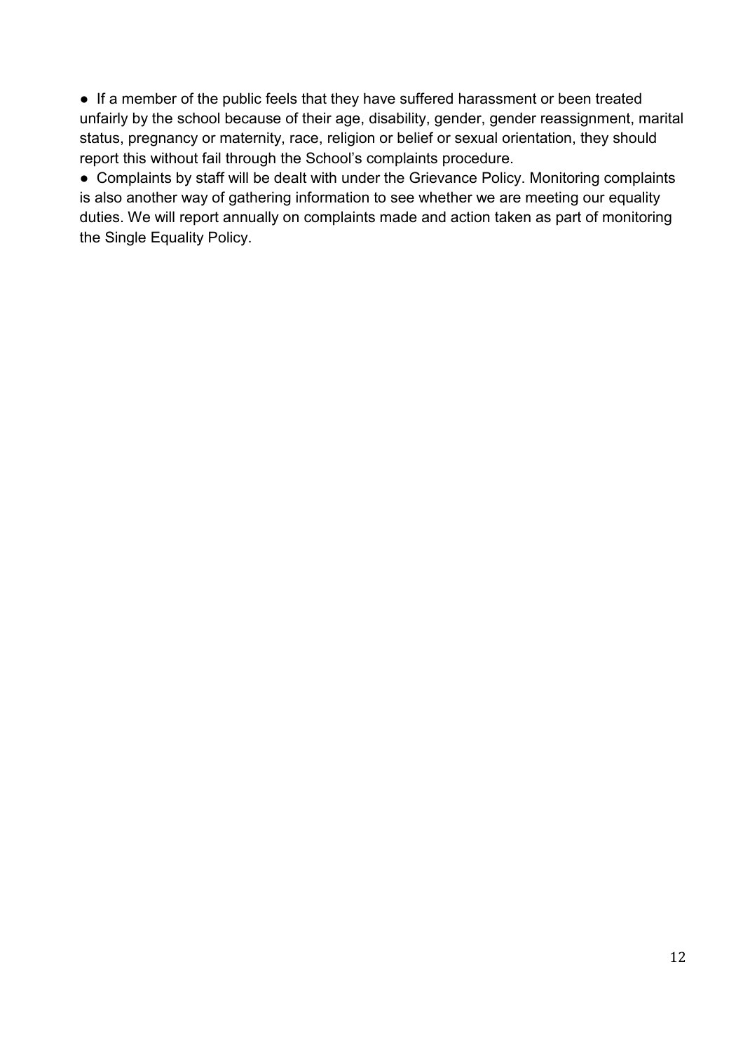- If a member of the public feels that they have suffered harassment or been treated unfairly by the school because of their age, disability, gender, gender reassignment, marital status, pregnancy or maternity, race, religion or belief or sexual orientation, they should report this without fail through the School's complaints procedure.
- Complaints by staff will be dealt with under the Grievance Policy. Monitoring complaints is also another way of gathering information to see whether we are meeting our equality duties. We will report annually on complaints made and action taken as part of monitoring the Single Equality Policy.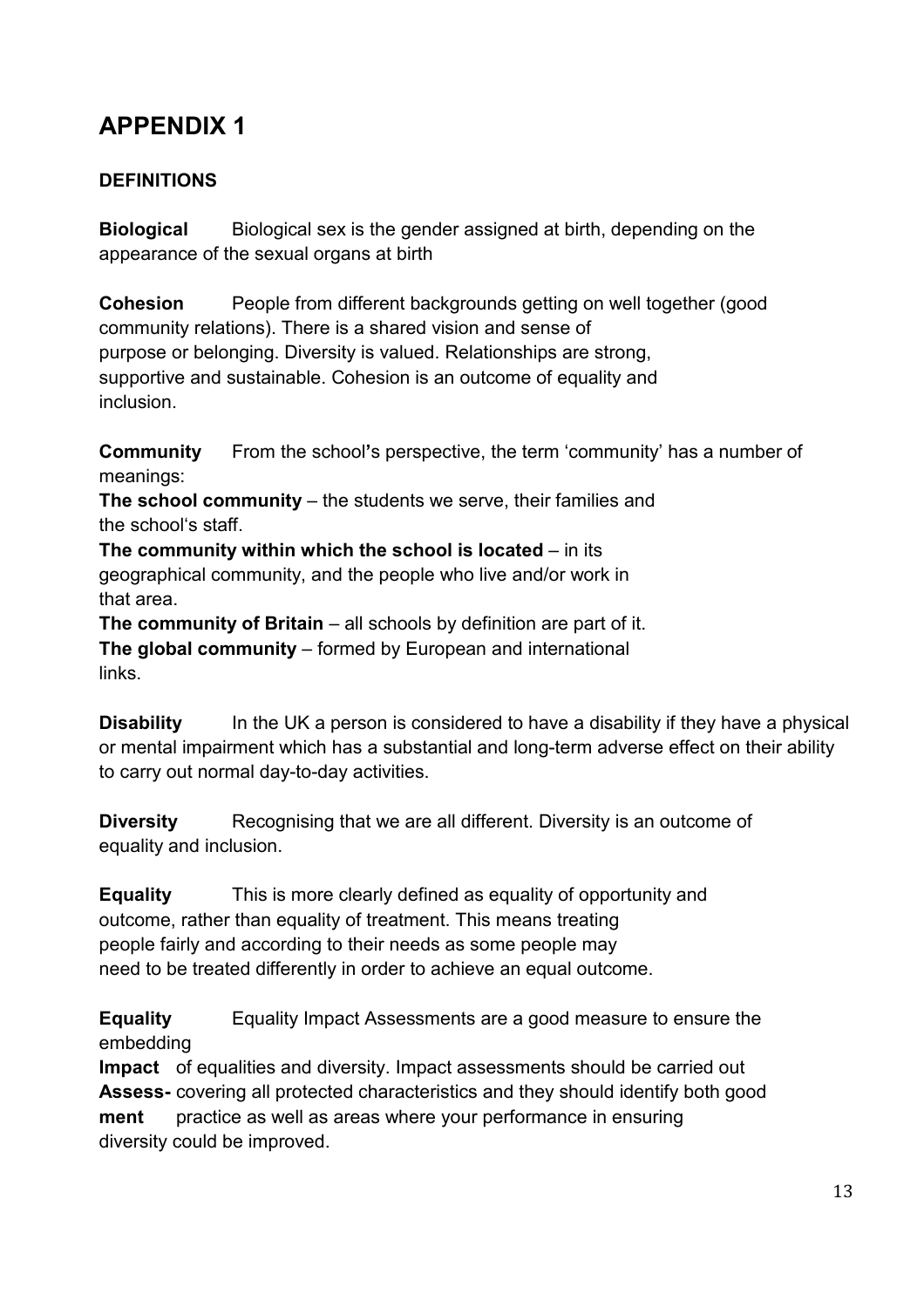# APPENDIX 1

**DEFINITIONS**

**Biological** Biological sex is the gender assigned at birth, depending on the appearance of the sexual organs at birth

**Cohesion** People from different backgrounds getting on well together (good community relations). There is a shared vision and sense of purpose or belonging. Diversity is valued. Relationships are strong, supportive and sustainable. Cohesion is an outcome of equality and inclusion.

**Community** From the school**'**s perspective, the term 'community' has a number of meanings:

**The school community** – the students we serve, their families and the school's staff.

**The community within which the school is located** – in its geographical community, and the people who live and/or work in that area.

**The community of Britain** – all schools by definition are part of it.

**The global community** – formed by European and international links.

**Disability** In the UK a person is considered to have a disability if they have a physical or mental impairment which has a substantial and long-term adverse effect on their ability to carry out normal day-to-day activities.

**Diversity** Recognising that we are all different. Diversity is an outcome of equality and inclusion.

**Equality** This is more clearly defined as equality of opportunity and outcome, rather than equality of treatment. This means treating people fairly and according to their needs as some people may need to be treated differently in order to achieve an equal outcome.

**Equality Impact Assessment** Equality Impact Assessments are a good measure to ensure the embedding of equalities and diversity. Impact assessments should be carried out covering all protected characteristics and they should identify both good practice as well as areas where your performance in ensuring diversity could be improved.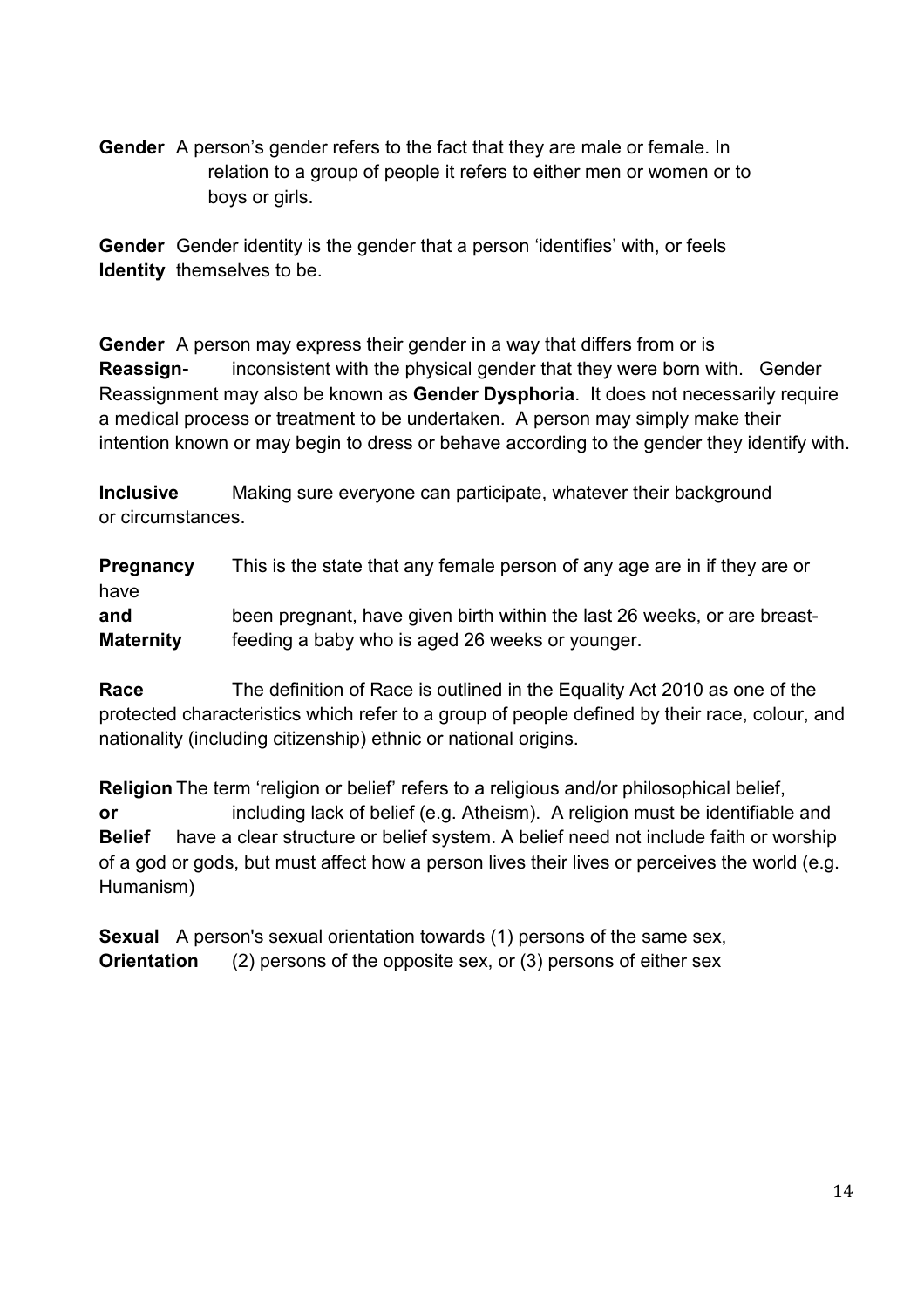**Gender** A person's gender refers to the fact that they are male or female. In relation to a group of people it refers to either men or women or to boys or girls.

**Gender Identity** Gender identity is the gender that a person 'identifies' with, or feels themselves to be.

**Gender Reassign-** A person may express their gender in a way that differs from or is inconsistent with the physical gender that they were born with. Gender Reassignment may also be known as **Gender Dysphoria**. It does not necessarily require a medical process or treatment to be undertaken. A person may simply make their intention known or may begin to dress or behave according to the gender they identify with.

**Inclusive** Making sure everyone can participate, whatever their background or circumstances.

**Pregnancy and Maternity** This is the state that any female person of any age are in if they are or have been pregnant, have given birth within the last 26 weeks, or are breast-feeding a baby who is aged 26 weeks or younger.

**Race** The definition of Race is outlined in the Equality Act 2010 as one of the protected characteristics which refer to a group of people defined by their race, colour, and nationality (including citizenship) ethnic or national origins.

**Religion or Belief** The term 'religion or belief' refers to a religious and/or philosophical belief, including lack of belief (e.g. Atheism). A religion must be identifiable and have a clear structure or belief system. A belief need not include faith or worship of a god or gods, but must affect how a person lives their lives or perceives the world (e.g. Humanism)

**Sexual Orientation** A person's sexual orientation towards (1) persons of the same sex, (2) persons of the opposite sex, or (3) persons of either sex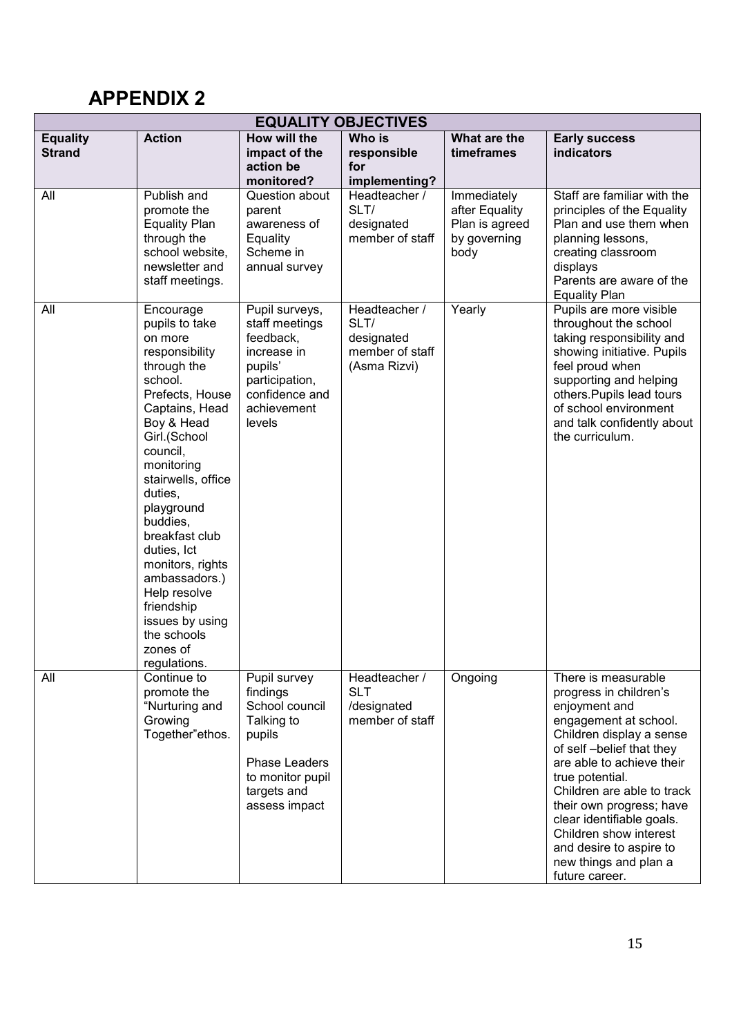# APPENDIX 2

| EQUALITY OBJECTIVES | | | | | |
|---|---|---|---|---|---|
| **Equality Strand** | **Action** | **How will the impact of the action be monitored?** | **Who is responsible for implementing?** | **What are the timeframes** | **Early success indicators** |
| All | Publish and promote the Equality Plan through the school website, newsletter and staff meetings. | Question about parent awareness of Equality Scheme in annual survey | Headteacher / SLT/ designated member of staff | Immediately after Equality Plan is agreed by governing body | Staff are familiar with the principles of the Equality Plan and use them when planning lessons, creating classroom displays<br>Parents are aware of the Equality Plan |
| All | Encourage pupils to take on more responsibility through the school. Prefects, House Captains, Head Boy & Head Girl.(School council, monitoring stairwells, office duties, playground buddies, breakfast club duties, Ict monitors, rights ambassadors.) Help resolve friendship issues by using the schools zones of regulations. | Pupil surveys, staff meetings feedback, increase in pupils' participation, confidence and achievement levels | Headteacher / SLT/ designated member of staff (Asma Rizvi) | Yearly | Pupils are more visible throughout the school taking responsibility and showing initiative. Pupils feel proud when supporting and helping others.Pupils lead tours of school environment and talk confidently about the curriculum. |
| All | Continue to promote the "Nurturing and Growing Together"ethos. | Pupil survey findings<br>School council<br>Talking to pupils<br><br>Phase Leaders to monitor pupil targets and assess impact | Headteacher / SLT /designated member of staff | Ongoing | There is measurable progress in children's enjoyment and engagement at school.<br>Children display a sense of self –belief that they are able to achieve their true potential.<br>Children are able to track their own progress; have clear identifiable goals.<br>Children show interest and desire to aspire to new things and plan a future career. |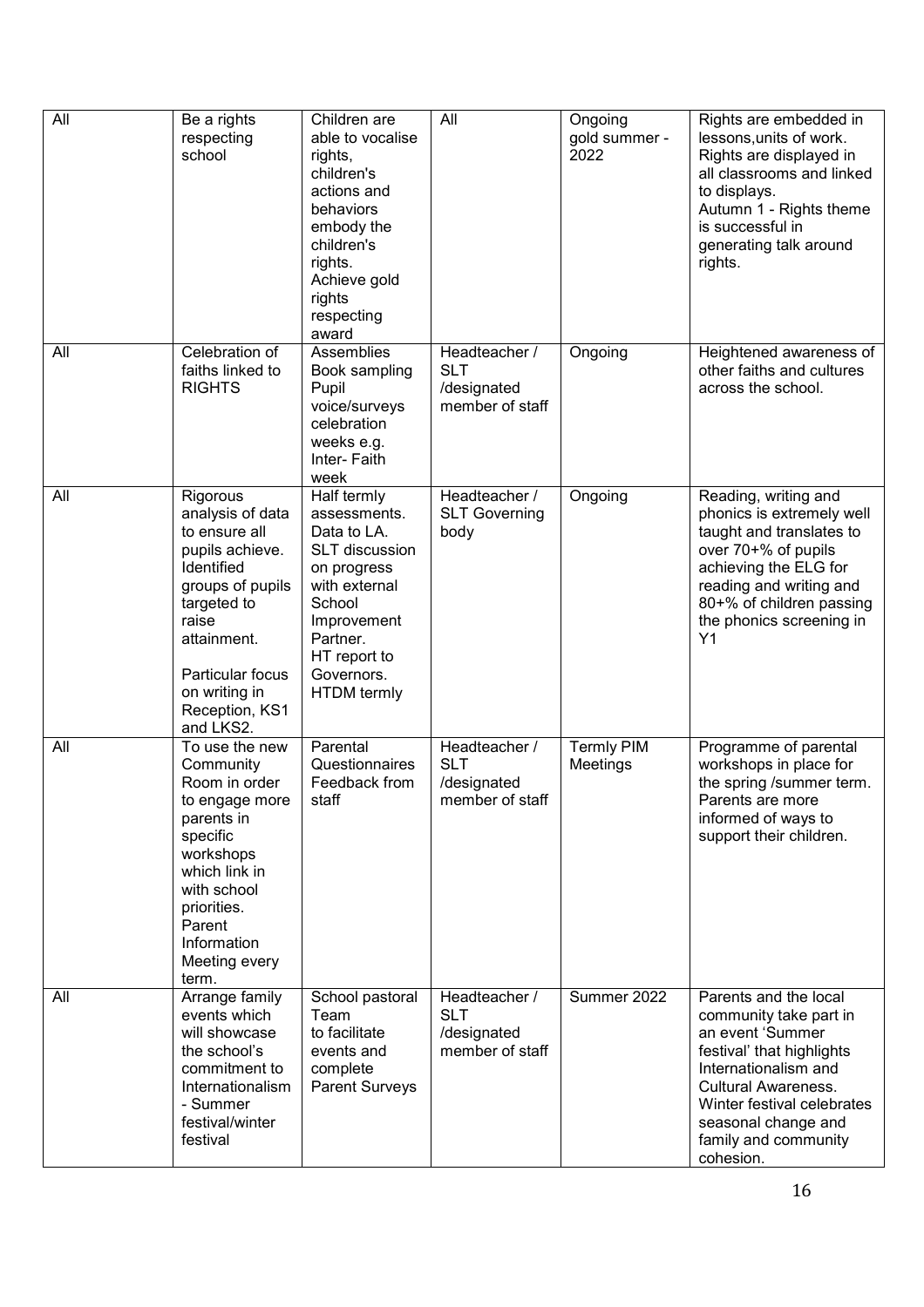| All | Be a rights respecting school | Children are able to vocalise rights, children's actions and behaviors embody the children's rights. Achieve gold rights respecting award | All | Ongoing gold summer - 2022 | Rights are embedded in lessons,units of work. Rights are displayed in all classrooms and linked to displays. Autumn 1 - Rights theme is successful in generating talk around rights. |
|---|---|---|---|---|---|
| All | Celebration of faiths linked to RIGHTS | Assemblies Book sampling Pupil voice/surveys celebration weeks e.g. Inter- Faith week | Headteacher / SLT /designated member of staff | Ongoing | Heightened awareness of other faiths and cultures across the school. |
| All | Rigorous analysis of data to ensure all pupils achieve. Identified groups of pupils targeted to raise attainment.<br><br>Particular focus on writing in Reception, KS1 and LKS2. | Half termly assessments. Data to LA. SLT discussion on progress with external School Improvement Partner. HT report to Governors. HTDM termly | Headteacher / SLT Governing body | Ongoing | Reading, writing and phonics is extremely well taught and translates to over 70+% of pupils achieving the ELG for reading and writing and 80+% of children passing the phonics screening in Y1 |
| All | To use the new Community Room in order to engage more parents in specific workshops which link in with school priorities. Parent Information Meeting every term. | Parental Questionnaires Feedback from staff | Headteacher / SLT /designated member of staff | Termly PIM Meetings | Programme of parental workshops in place for the spring /summer term. Parents are more informed of ways to support their children. |
| All | Arrange family events which will showcase the school's commitment to Internationalism - Summer festival/winter festival | School pastoral Team to facilitate events and complete Parent Surveys | Headteacher / SLT /designated member of staff | Summer 2022 | Parents and the local community take part in an event 'Summer festival' that highlights Internationalism and Cultural Awareness. Winter festival celebrates seasonal change and family and community cohesion. |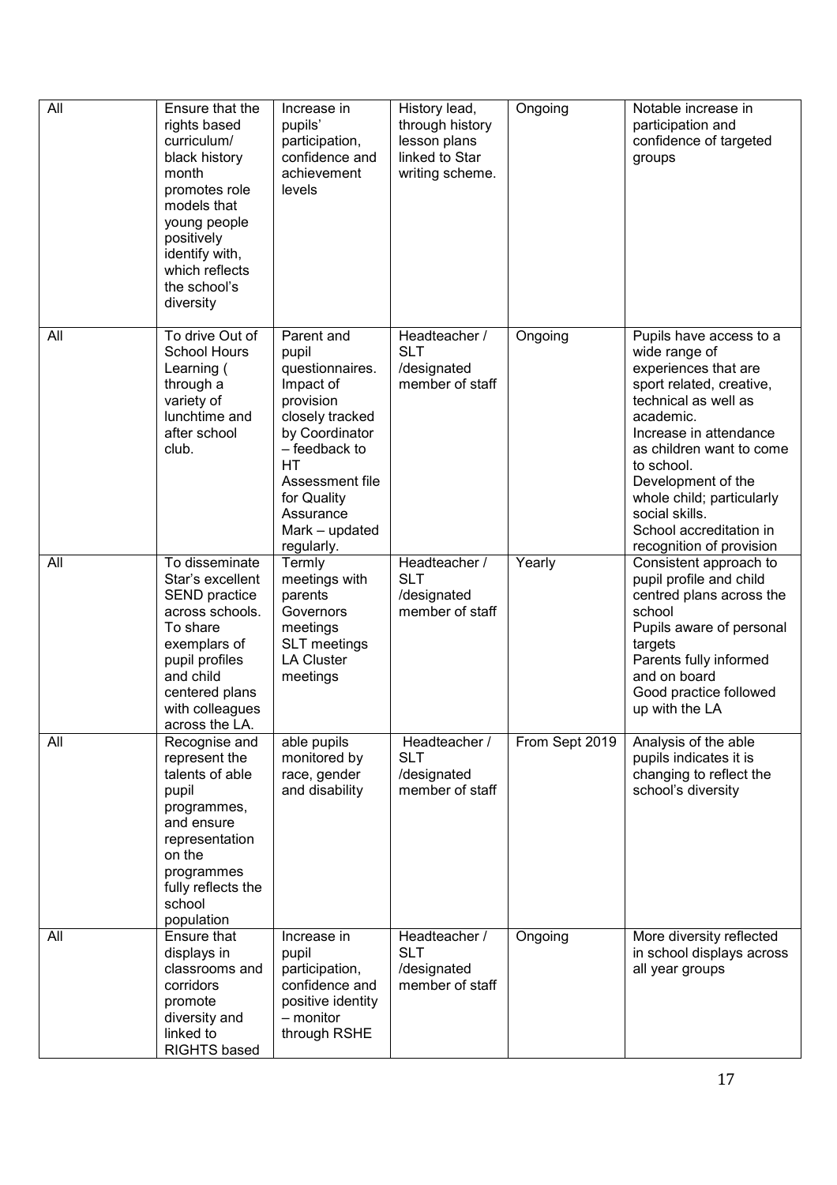| All | Ensure that the rights based curriculum/ black history month promotes role models that young people positively identify with, which reflects the school's diversity | Increase in pupils' participation, confidence and achievement levels | History lead, through history lesson plans linked to Star writing scheme. | Ongoing | Notable increase in participation and confidence of targeted groups |
|---|---|---|---|---|---|
| All | To drive Out of School Hours Learning ( through a variety of lunchtime and after school club. | Parent and pupil questionnaires. Impact of provision closely tracked by Coordinator – feedback to HT Assessment file for Quality Assurance Mark – updated regularly. | Headteacher / SLT /designated member of staff | Ongoing | Pupils have access to a wide range of experiences that are sport related, creative, technical as well as academic. Increase in attendance as children want to come to school. Development of the whole child; particularly social skills. School accreditation in recognition of provision |
| All | To disseminate Star's excellent SEND practice across schools. To share exemplars of pupil profiles and child centered plans with colleagues across the LA. | Termly meetings with parents Governors meetings SLT meetings LA Cluster meetings | Headteacher / SLT /designated member of staff | Yearly | Consistent approach to pupil profile and child centred plans across the school Pupils aware of personal targets Parents fully informed and on board Good practice followed up with the LA |
| All | Recognise and represent the talents of able pupil programmes, and ensure representation on the programmes fully reflects the school population | able pupils monitored by race, gender and disability | Headteacher / SLT /designated member of staff | From Sept 2019 | Analysis of the able pupils indicates it is changing to reflect the school's diversity |
| All | Ensure that displays in classrooms and corridors promote diversity and linked to RIGHTS based | Increase in pupil participation, confidence and positive identity – monitor through RSHE | Headteacher / SLT /designated member of staff | Ongoing | More diversity reflected in school displays across all year groups |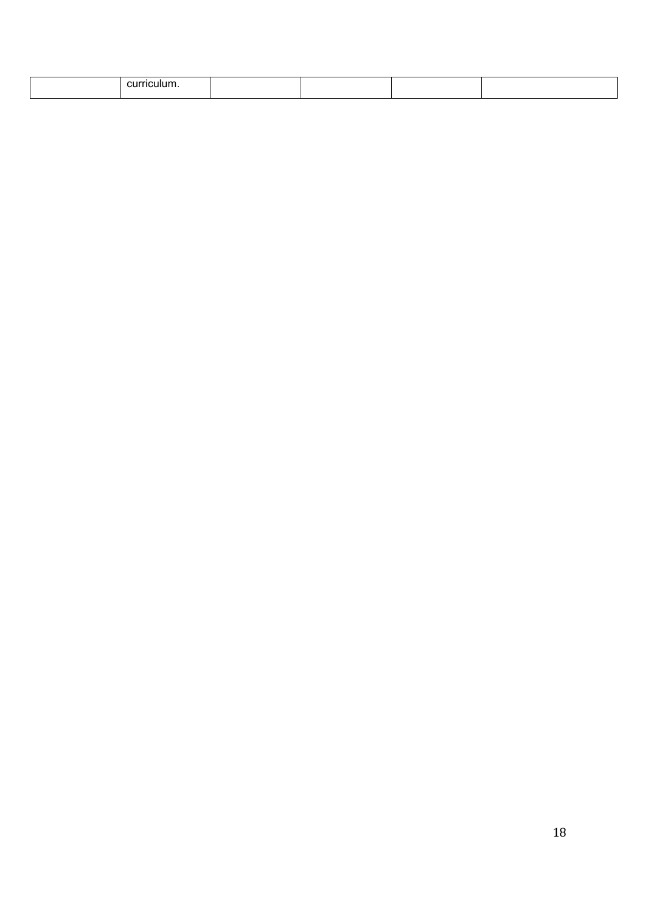| | | | | | |
|---|---|---|---|---|---|
| | curriculum. | | | | |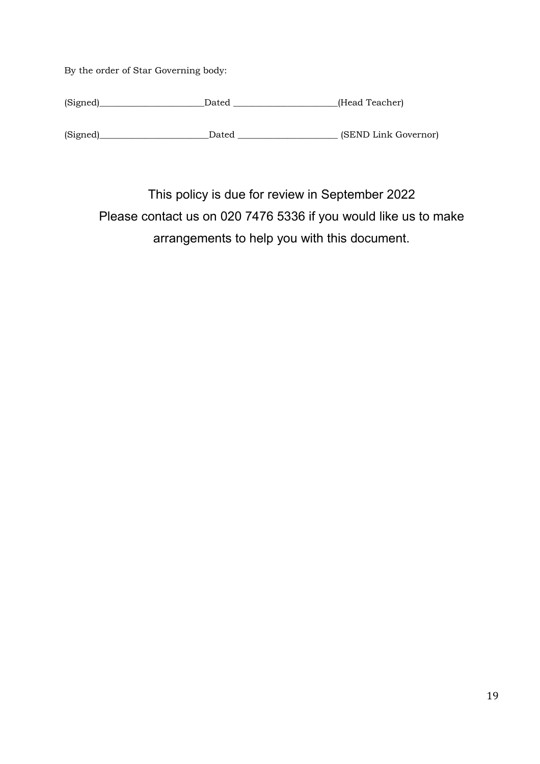By the order of Star Governing body:

(Signed)_______________________Dated _______________________(Head Teacher)

(Signed)________________________Dated ______________________ (SEND Link Governor)

This policy is due for review in September 2022
Please contact us on 020 7476 5336 if you would like us to make arrangements to help you with this document.